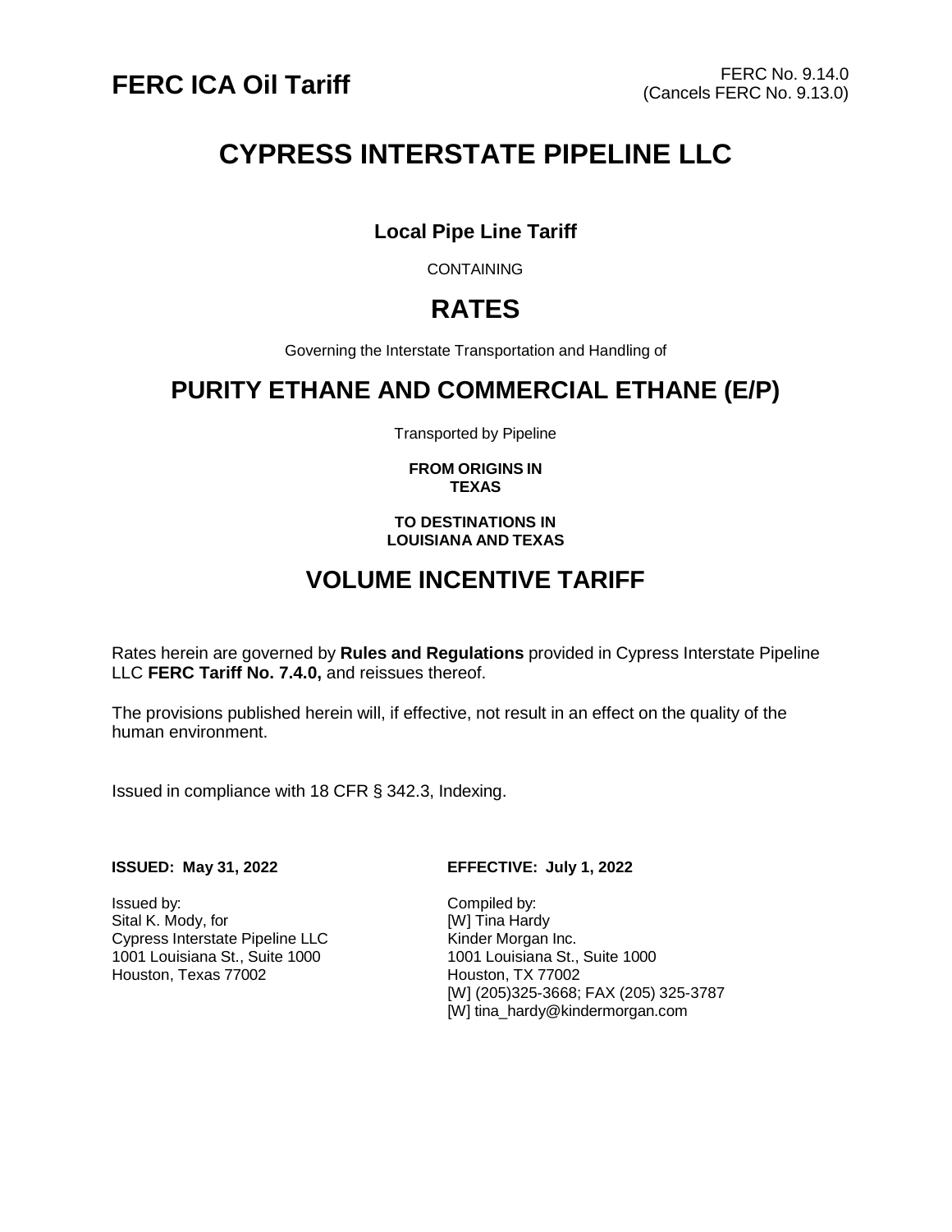**FERC ICA Oil Tariff**

FERC No. 9.14.0
(Cancels FERC No. 9.13.0)

# CYPRESS INTERSTATE PIPELINE LLC

### Local Pipe Line Tariff

CONTAINING

## RATES

Governing the Interstate Transportation and Handling of

## PURITY ETHANE AND COMMERCIAL ETHANE (E/P)

Transported by Pipeline

**FROM ORIGINS IN**
**TEXAS**

**TO DESTINATIONS IN**
**LOUISIANA AND TEXAS**

## VOLUME INCENTIVE TARIFF

Rates herein are governed by **Rules and Regulations** provided in Cypress Interstate Pipeline LLC **FERC Tariff No. 7.4.0,** and reissues thereof.

The provisions published herein will, if effective, not result in an effect on the quality of the human environment.

Issued in compliance with 18 CFR § 342.3, Indexing.

**ISSUED: May 31, 2022**

**EFFECTIVE: July 1, 2022**

Issued by:
Sital K. Mody, for
Cypress Interstate Pipeline LLC
1001 Louisiana St., Suite 1000
Houston, Texas 77002

Compiled by:
[W] Tina Hardy
Kinder Morgan Inc.
1001 Louisiana St., Suite 1000
Houston, TX 77002
[W] (205)325-3668; FAX (205) 325-3787
[W] tina_hardy@kindermorgan.com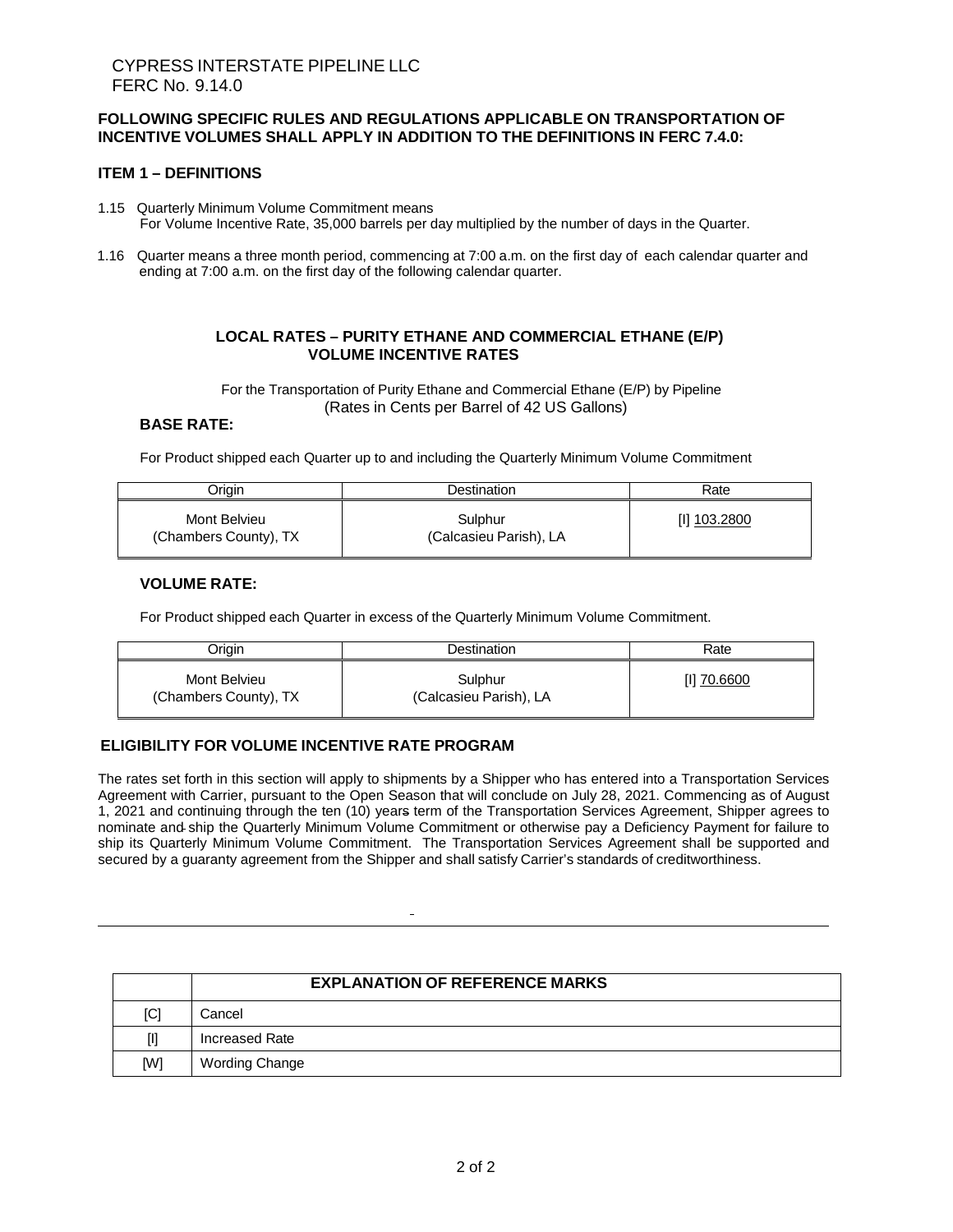CYPRESS INTERSTATE PIPELINE LLC
FERC No. 9.14.0

**FOLLOWING SPECIFIC RULES AND REGULATIONS APPLICABLE ON TRANSPORTATION OF INCENTIVE VOLUMES SHALL APPLY IN ADDITION TO THE DEFINITIONS IN FERC 7.4.0:**

## ITEM 1 – DEFINITIONS

1.15 Quarterly Minimum Volume Commitment means
For Volume Incentive Rate, 35,000 barrels per day multiplied by the number of days in the Quarter.

1.16 Quarter means a three month period, commencing at 7:00 a.m. on the first day of each calendar quarter and ending at 7:00 a.m. on the first day of the following calendar quarter.

## LOCAL RATES – PURITY ETHANE AND COMMERCIAL ETHANE (E/P) VOLUME INCENTIVE RATES

For the Transportation of Purity Ethane and Commercial Ethane (E/P) by Pipeline
(Rates in Cents per Barrel of 42 US Gallons)

### BASE RATE:

For Product shipped each Quarter up to and including the Quarterly Minimum Volume Commitment

| Origin | Destination | Rate |
|---|---|---|
| Mont Belvieu (Chambers County), TX | Sulphur (Calcasieu Parish), LA | [I] 103.2800 |

### VOLUME RATE:

For Product shipped each Quarter in excess of the Quarterly Minimum Volume Commitment.

| Origin | Destination | Rate |
|---|---|---|
| Mont Belvieu (Chambers County), TX | Sulphur (Calcasieu Parish), LA | [I] 70.6600 |

### ELIGIBILITY FOR VOLUME INCENTIVE RATE PROGRAM

The rates set forth in this section will apply to shipments by a Shipper who has entered into a Transportation Services Agreement with Carrier, pursuant to the Open Season that will conclude on July 28, 2021. Commencing as of August 1, 2021 and continuing through the ten (10) years term of the Transportation Services Agreement, Shipper agrees to nominate and ship the Quarterly Minimum Volume Commitment or otherwise pay a Deficiency Payment for failure to ship its Quarterly Minimum Volume Commitment. The Transportation Services Agreement shall be supported and secured by a guaranty agreement from the Shipper and shall satisfy Carrier's standards of creditworthiness.

| | EXPLANATION OF REFERENCE MARKS |
|---|---|
| [C] | Cancel |
| [I] | Increased Rate |
| [W] | Wording Change |